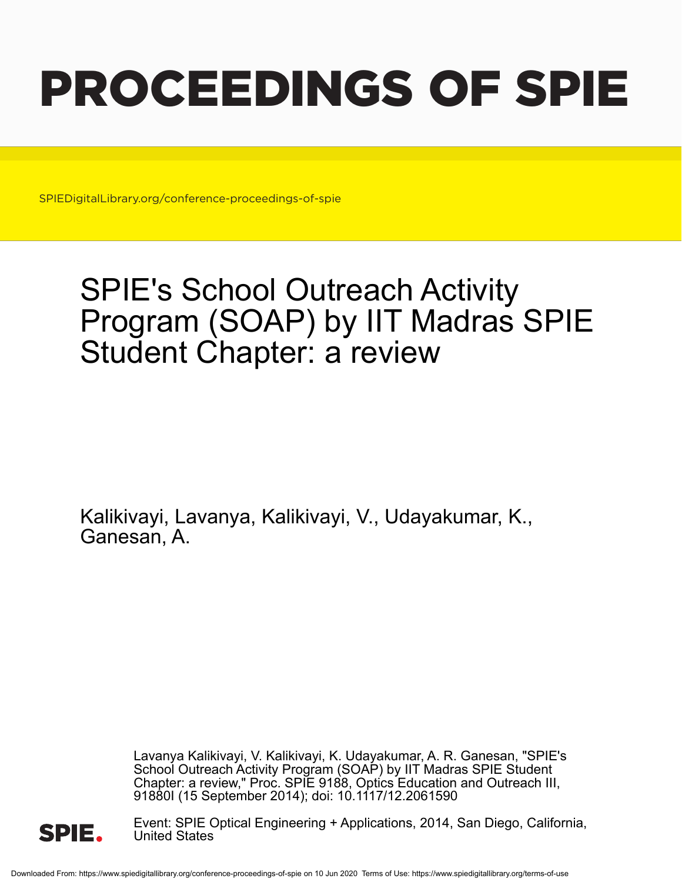# PROCEEDINGS OF SPIE

SPIEDigitalLibrary.org/conference-proceedings-of-spie

## SPIE's School Outreach Activity Program (SOAP) by IIT Madras SPIE Student Chapter: a review

Kalikivayi, Lavanya, Kalikivayi, V., Udayakumar, K., Ganesan, A.

Lavanya Kalikivayi, V. Kalikivayi, K. Udayakumar, A. R. Ganesan, "SPIE's School Outreach Activity Program (SOAP) by IIT Madras SPIE Student Chapter: a review," Proc. SPIE 9188, Optics Education and Outreach III, 91880I (15 September 2014); doi: 10.1117/12.2061590

Event: SPIE Optical Engineering + Applications, 2014, San Diego, California, United States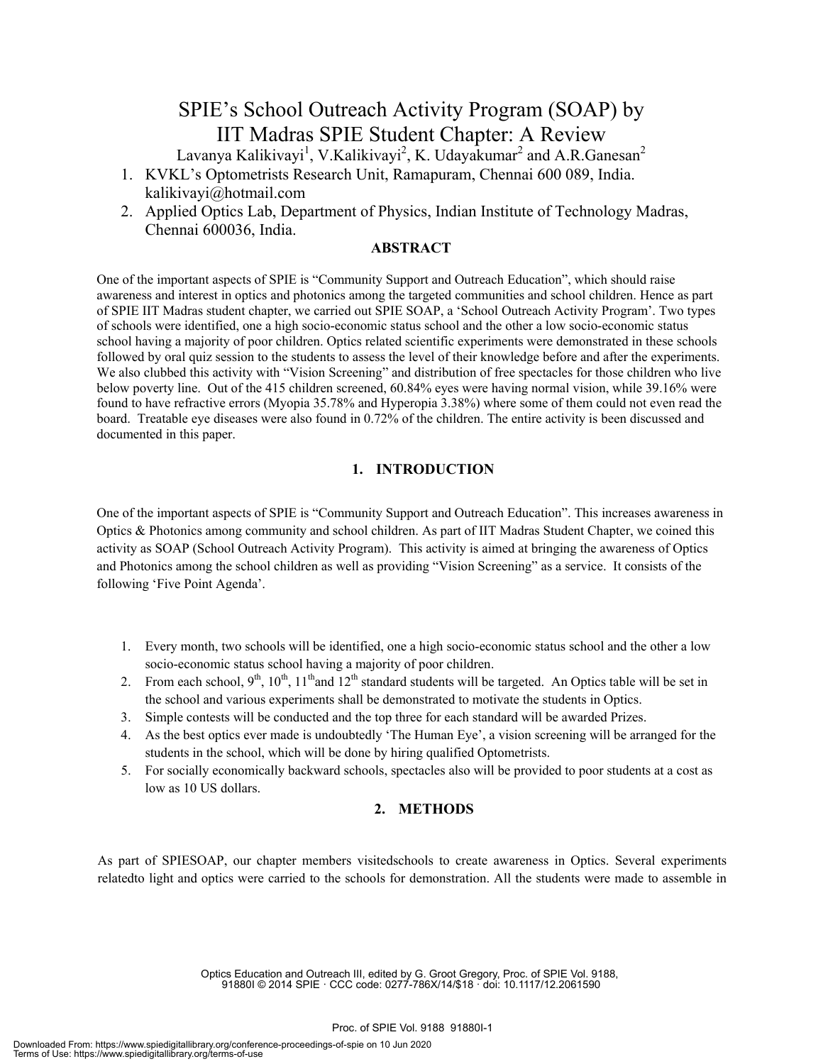# SPIE's School Outreach Activity Program (SOAP) by IIT Madras SPIE Student Chapter: A Review

Lavanya Kalikivayi[1], V.Kalikivayi[2], K. Udayakumar[2] and A.R.Ganesan[2]

1. KVKL's Optometrists Research Unit, Ramapuram, Chennai 600 089, India. kalikivayi@hotmail.com
2. Applied Optics Lab, Department of Physics, Indian Institute of Technology Madras, Chennai 600036, India.

## ABSTRACT

One of the important aspects of SPIE is "Community Support and Outreach Education", which should raise awareness and interest in optics and photonics among the targeted communities and school children. Hence as part of SPIE IIT Madras student chapter, we carried out SPIE SOAP, a 'School Outreach Activity Program'. Two types of schools were identified, one a high socio-economic status school and the other a low socio-economic status school having a majority of poor children. Optics related scientific experiments were demonstrated in these schools followed by oral quiz session to the students to assess the level of their knowledge before and after the experiments. We also clubbed this activity with "Vision Screening" and distribution of free spectacles for those children who live below poverty line. Out of the 415 children screened, 60.84% eyes were having normal vision, while 39.16% were found to have refractive errors (Myopia 35.78% and Hyperopia 3.38%) where some of them could not even read the board. Treatable eye diseases were also found in 0.72% of the children. The entire activity is been discussed and documented in this paper.

## 1. INTRODUCTION

One of the important aspects of SPIE is "Community Support and Outreach Education". This increases awareness in Optics & Photonics among community and school children. As part of IIT Madras Student Chapter, we coined this activity as SOAP (School Outreach Activity Program). This activity is aimed at bringing the awareness of Optics and Photonics among the school children as well as providing "Vision Screening" as a service. It consists of the following 'Five Point Agenda'.

1. Every month, two schools will be identified, one a high socio-economic status school and the other a low socio-economic status school having a majority of poor children.
2. From each school, 9th, 10th, 11th and 12th standard students will be targeted. An Optics table will be set in the school and various experiments shall be demonstrated to motivate the students in Optics.
3. Simple contests will be conducted and the top three for each standard will be awarded Prizes.
4. As the best optics ever made is undoubtedly 'The Human Eye', a vision screening will be arranged for the students in the school, which will be done by hiring qualified Optometrists.
5. For socially economically backward schools, spectacles also will be provided to poor students at a cost as low as 10 US dollars.

## 2. METHODS

As part of SPIESOAP, our chapter members visitedschools to create awareness in Optics. Several experiments relatedto light and optics were carried to the schools for demonstration. All the students were made to assemble in

Optics Education and Outreach III, edited by G. Groot Gregory, Proc. of SPIE Vol. 9188, 91880I © 2014 SPIE · CCC code: 0277-786X/14/$18 · doi: 10.1117/12.2061590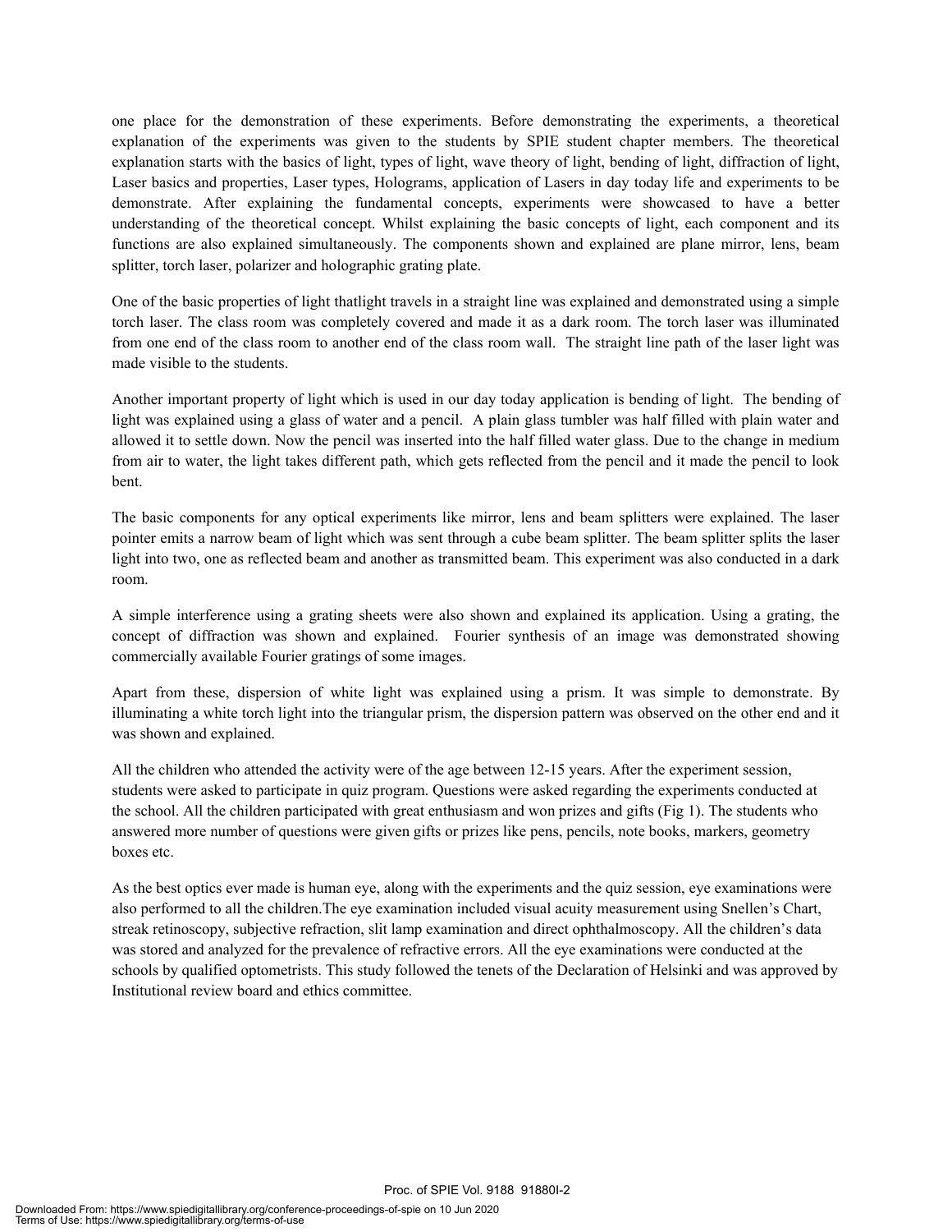one place for the demonstration of these experiments. Before demonstrating the experiments, a theoretical explanation of the experiments was given to the students by SPIE student chapter members. The theoretical explanation starts with the basics of light, types of light, wave theory of light, bending of light, diffraction of light, Laser basics and properties, Laser types, Holograms, application of Lasers in day today life and experiments to be demonstrate. After explaining the fundamental concepts, experiments were showcased to have a better understanding of the theoretical concept. Whilst explaining the basic concepts of light, each component and its functions are also explained simultaneously. The components shown and explained are plane mirror, lens, beam splitter, torch laser, polarizer and holographic grating plate.

One of the basic properties of light thatlight travels in a straight line was explained and demonstrated using a simple torch laser. The class room was completely covered and made it as a dark room. The torch laser was illuminated from one end of the class room to another end of the class room wall. The straight line path of the laser light was made visible to the students.

Another important property of light which is used in our day today application is bending of light. The bending of light was explained using a glass of water and a pencil. A plain glass tumbler was half filled with plain water and allowed it to settle down. Now the pencil was inserted into the half filled water glass. Due to the change in medium from air to water, the light takes different path, which gets reflected from the pencil and it made the pencil to look bent.

The basic components for any optical experiments like mirror, lens and beam splitters were explained. The laser pointer emits a narrow beam of light which was sent through a cube beam splitter. The beam splitter splits the laser light into two, one as reflected beam and another as transmitted beam. This experiment was also conducted in a dark room.

A simple interference using a grating sheets were also shown and explained its application. Using a grating, the concept of diffraction was shown and explained. Fourier synthesis of an image was demonstrated showing commercially available Fourier gratings of some images.

Apart from these, dispersion of white light was explained using a prism. It was simple to demonstrate. By illuminating a white torch light into the triangular prism, the dispersion pattern was observed on the other end and it was shown and explained.

All the children who attended the activity were of the age between 12-15 years. After the experiment session, students were asked to participate in quiz program. Questions were asked regarding the experiments conducted at the school. All the children participated with great enthusiasm and won prizes and gifts (Fig 1). The students who answered more number of questions were given gifts or prizes like pens, pencils, note books, markers, geometry boxes etc.

As the best optics ever made is human eye, along with the experiments and the quiz session, eye examinations were also performed to all the children.The eye examination included visual acuity measurement using Snellen's Chart, streak retinoscopy, subjective refraction, slit lamp examination and direct ophthalmoscopy. All the children's data was stored and analyzed for the prevalence of refractive errors. All the eye examinations were conducted at the schools by qualified optometrists. This study followed the tenets of the Declaration of Helsinki and was approved by Institutional review board and ethics committee.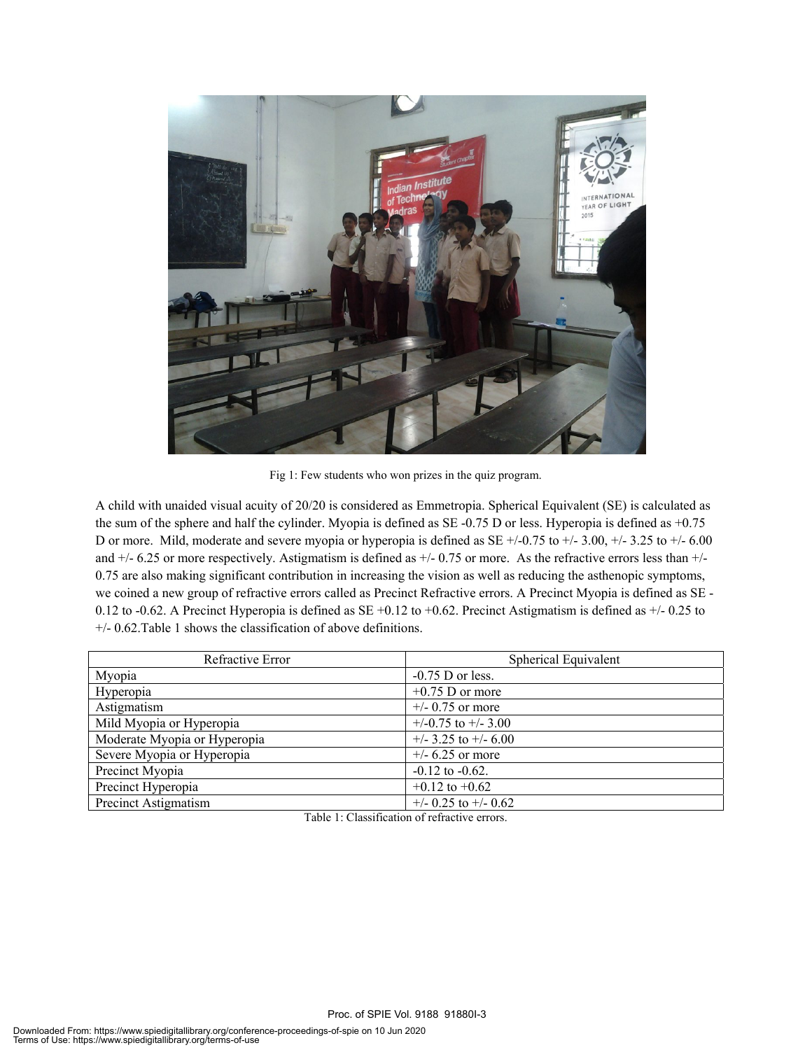Fig 1: Few students who won prizes in the quiz program.

A child with unaided visual acuity of 20/20 is considered as Emmetropia. Spherical Equivalent (SE) is calculated as the sum of the sphere and half the cylinder. Myopia is defined as SE -0.75 D or less. Hyperopia is defined as +0.75 D or more. Mild, moderate and severe myopia or hyperopia is defined as SE +/-0.75 to +/- 3.00, +/- 3.25 to +/- 6.00 and +/- 6.25 or more respectively. Astigmatism is defined as +/- 0.75 or more. As the refractive errors less than +/- 0.75 are also making significant contribution in increasing the vision as well as reducing the asthenopic symptoms, we coined a new group of refractive errors called as Precinct Refractive errors. A Precinct Myopia is defined as SE -0.12 to -0.62. A Precinct Hyperopia is defined as SE +0.12 to +0.62. Precinct Astigmatism is defined as +/- 0.25 to +/- 0.62.Table 1 shows the classification of above definitions.

| Refractive Error | Spherical Equivalent |
|---|---|
| Myopia | -0.75 D or less. |
| Hyperopia | +0.75 D or more |
| Astigmatism | +/- 0.75 or more |
| Mild Myopia or Hyperopia | +/-0.75 to +/- 3.00 |
| Moderate Myopia or Hyperopia | +/- 3.25 to +/- 6.00 |
| Severe Myopia or Hyperopia | +/- 6.25 or more |
| Precinct Myopia | -0.12 to -0.62. |
| Precinct Hyperopia | +0.12 to +0.62 |
| Precinct Astigmatism | +/- 0.25 to +/- 0.62 |

Table 1: Classification of refractive errors.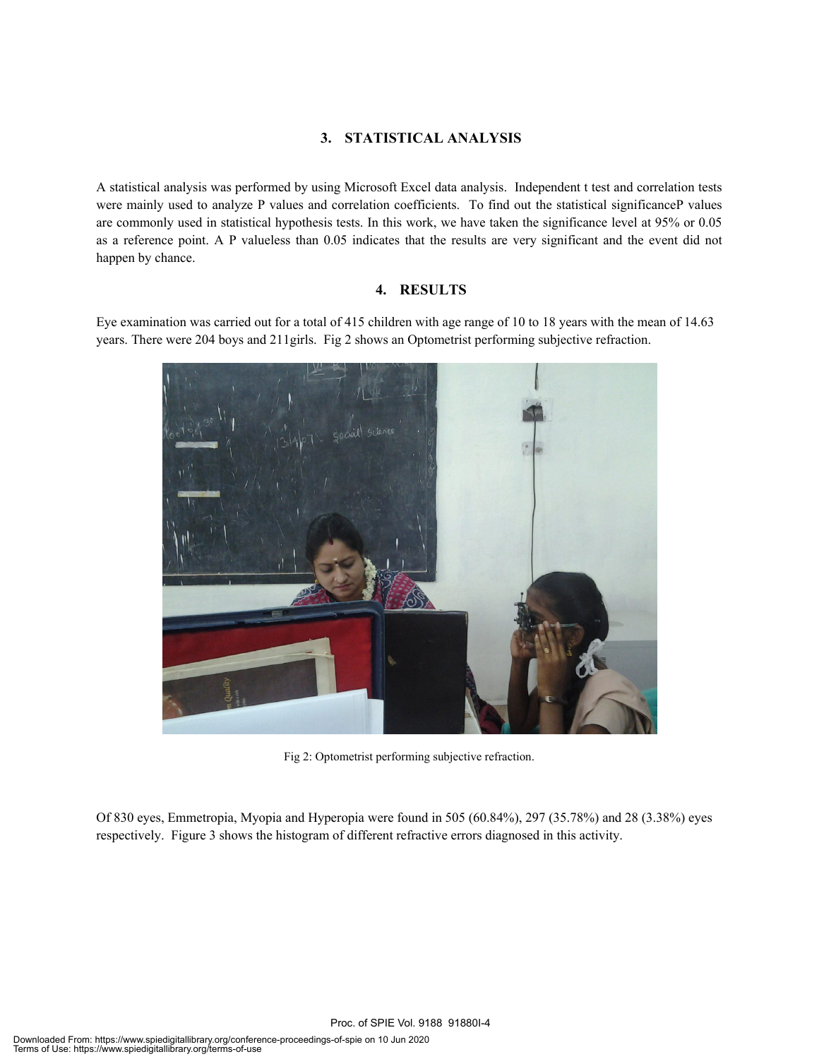## 3. STATISTICAL ANALYSIS

A statistical analysis was performed by using Microsoft Excel data analysis. Independent t test and correlation tests were mainly used to analyze P values and correlation coefficients. To find out the statistical significanceP values are commonly used in statistical hypothesis tests. In this work, we have taken the significance level at 95% or 0.05 as a reference point. A P valueless than 0.05 indicates that the results are very significant and the event did not happen by chance.

## 4. RESULTS

Eye examination was carried out for a total of 415 children with age range of 10 to 18 years with the mean of 14.63 years. There were 204 boys and 211girls. Fig 2 shows an Optometrist performing subjective refraction.

Fig 2: Optometrist performing subjective refraction.

Of 830 eyes, Emmetropia, Myopia and Hyperopia were found in 505 (60.84%), 297 (35.78%) and 28 (3.38%) eyes respectively. Figure 3 shows the histogram of different refractive errors diagnosed in this activity.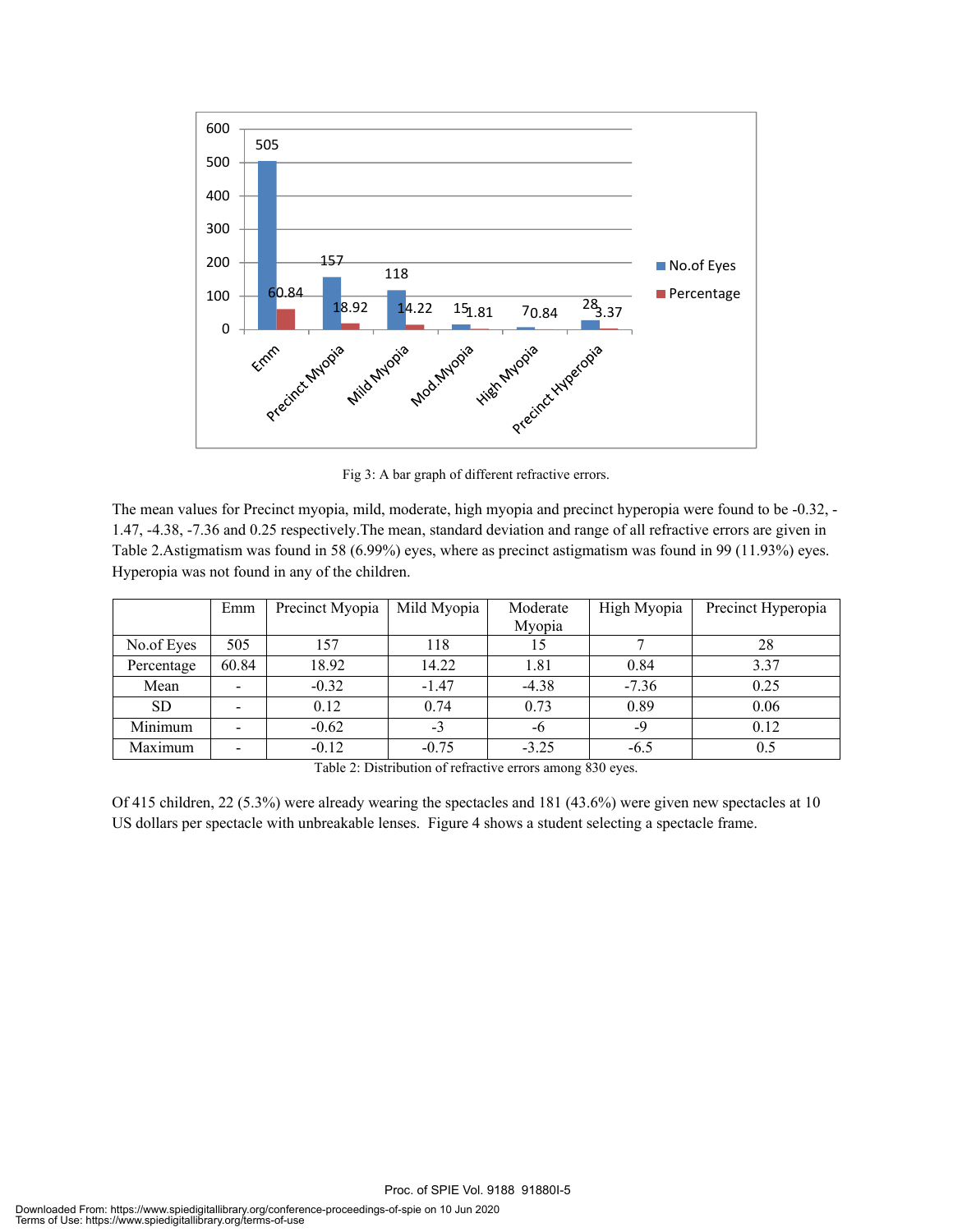Fig 3: A bar graph of different refractive errors.

The mean values for Precinct myopia, mild, moderate, high myopia and precinct hyperopia were found to be -0.32, -1.47, -4.38, -7.36 and 0.25 respectively.The mean, standard deviation and range of all refractive errors are given in Table 2.Astigmatism was found in 58 (6.99%) eyes, where as precinct astigmatism was found in 99 (11.93%) eyes. Hyperopia was not found in any of the children.

| | Emm | Precinct Myopia | Mild Myopia | Moderate Myopia | High Myopia | Precinct Hyperopia |
|---|---|---|---|---|---|---|
| No.of Eyes | 505 | 157 | 118 | 15 | 7 | 28 |
| Percentage | 60.84 | 18.92 | 14.22 | 1.81 | 0.84 | 3.37 |
| Mean | - | -0.32 | -1.47 | -4.38 | -7.36 | 0.25 |
| SD | - | 0.12 | 0.74 | 0.73 | 0.89 | 0.06 |
| Minimum | - | -0.62 | -3 | -6 | -9 | 0.12 |
| Maximum | - | -0.12 | -0.75 | -3.25 | -6.5 | 0.5 |

Table 2: Distribution of refractive errors among 830 eyes.

Of 415 children, 22 (5.3%) were already wearing the spectacles and 181 (43.6%) were given new spectacles at 10 US dollars per spectacle with unbreakable lenses. Figure 4 shows a student selecting a spectacle frame.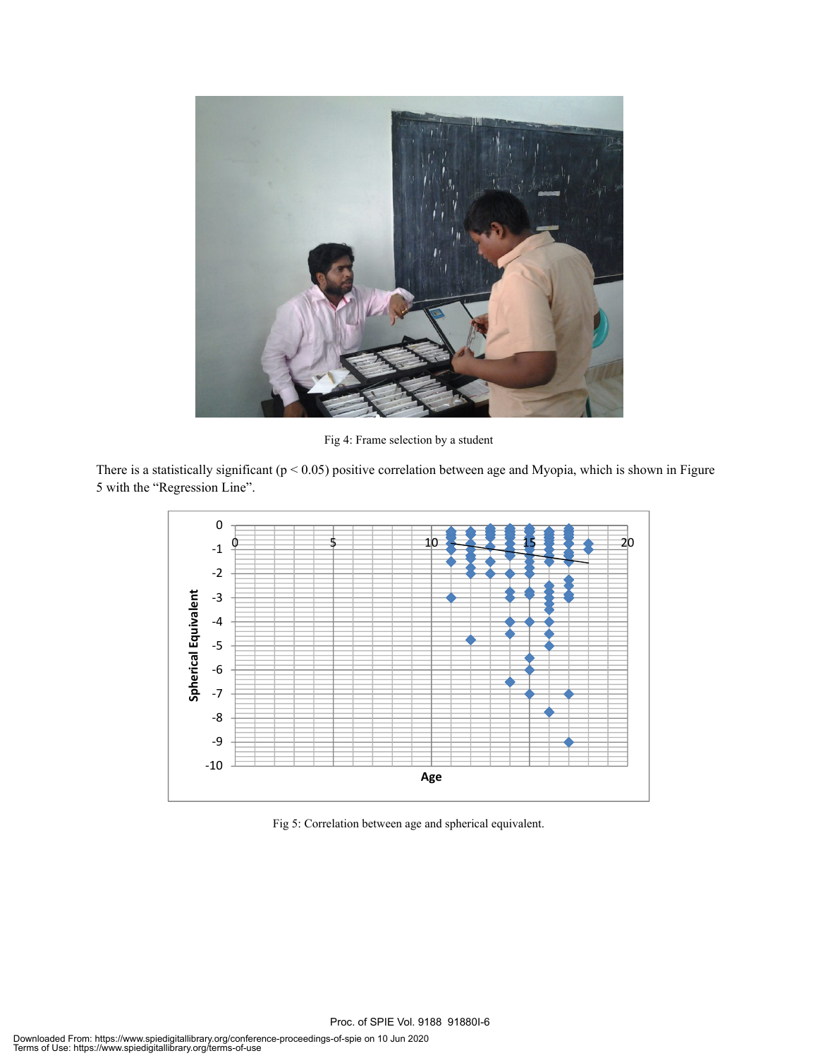Fig 4: Frame selection by a student

There is a statistically significant ($p < 0.05$) positive correlation between age and Myopia, which is shown in Figure 5 with the "Regression Line".

Fig 5: Correlation between age and spherical equivalent.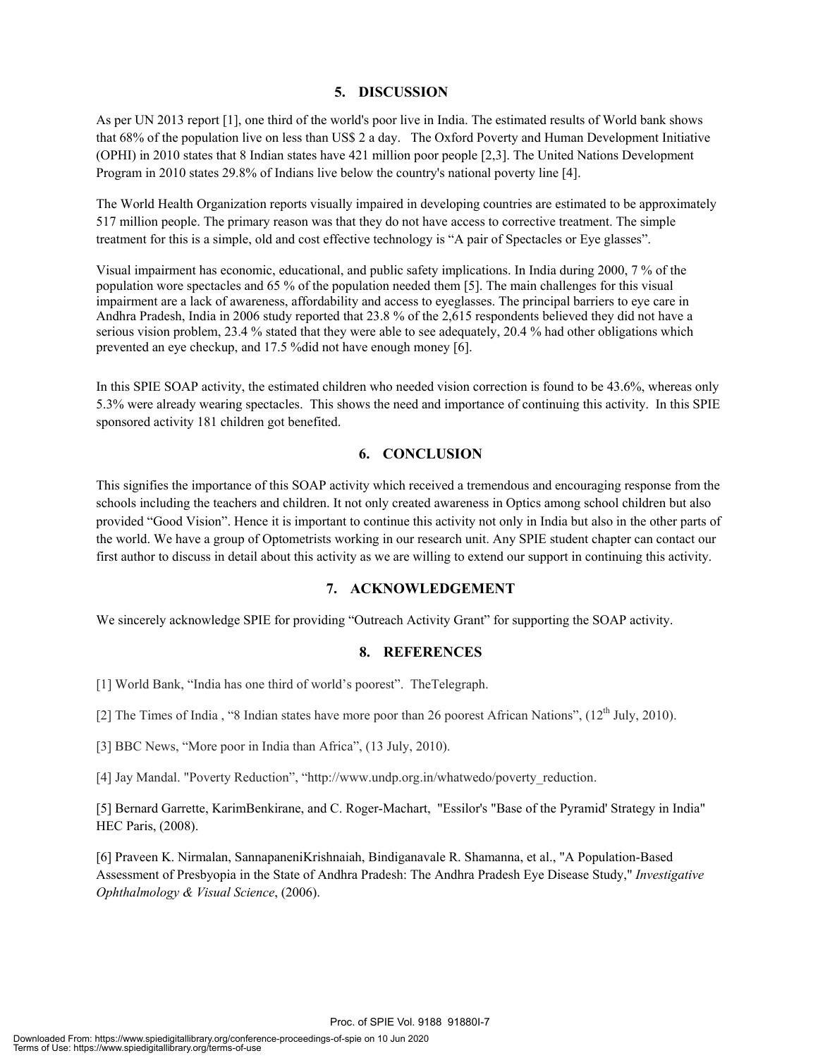## 5. DISCUSSION

As per UN 2013 report [1], one third of the world's poor live in India. The estimated results of World bank shows that 68% of the population live on less than US$ 2 a day. The Oxford Poverty and Human Development Initiative (OPHI) in 2010 states that 8 Indian states have 421 million poor people [2,3]. The United Nations Development Program in 2010 states 29.8% of Indians live below the country's national poverty line [4].

The World Health Organization reports visually impaired in developing countries are estimated to be approximately 517 million people. The primary reason was that they do not have access to corrective treatment. The simple treatment for this is a simple, old and cost effective technology is "A pair of Spectacles or Eye glasses".

Visual impairment has economic, educational, and public safety implications. In India during 2000, 7 % of the population wore spectacles and 65 % of the population needed them [5]. The main challenges for this visual impairment are a lack of awareness, affordability and access to eyeglasses. The principal barriers to eye care in Andhra Pradesh, India in 2006 study reported that 23.8 % of the 2,615 respondents believed they did not have a serious vision problem, 23.4 % stated that they were able to see adequately, 20.4 % had other obligations which prevented an eye checkup, and 17.5 %did not have enough money [6].

In this SPIE SOAP activity, the estimated children who needed vision correction is found to be 43.6%, whereas only 5.3% were already wearing spectacles. This shows the need and importance of continuing this activity. In this SPIE sponsored activity 181 children got benefited.

## 6. CONCLUSION

This signifies the importance of this SOAP activity which received a tremendous and encouraging response from the schools including the teachers and children. It not only created awareness in Optics among school children but also provided "Good Vision". Hence it is important to continue this activity not only in India but also in the other parts of the world. We have a group of Optometrists working in our research unit. Any SPIE student chapter can contact our first author to discuss in detail about this activity as we are willing to extend our support in continuing this activity.

## 7. ACKNOWLEDGEMENT

We sincerely acknowledge SPIE for providing "Outreach Activity Grant" for supporting the SOAP activity.

## 8. REFERENCES

[1] World Bank, "India has one third of world's poorest". TheTelegraph.

[2] The Times of India , "8 Indian states have more poor than 26 poorest African Nations", (12th July, 2010).

[3] BBC News, "More poor in India than Africa", (13 July, 2010).

[4] Jay Mandal. "Poverty Reduction", "http://www.undp.org.in/whatwedo/poverty_reduction.

[5] Bernard Garrette, KarimBenkirane, and C. Roger-Machart, "Essilor's "Base of the Pyramid' Strategy in India" HEC Paris, (2008).

[6] Praveen K. Nirmalan, SannapaneniKrishnaiah, Bindiganavale R. Shamanna, et al., "A Population-Based Assessment of Presbyopia in the State of Andhra Pradesh: The Andhra Pradesh Eye Disease Study," *Investigative Ophthalmology & Visual Science*, (2006).